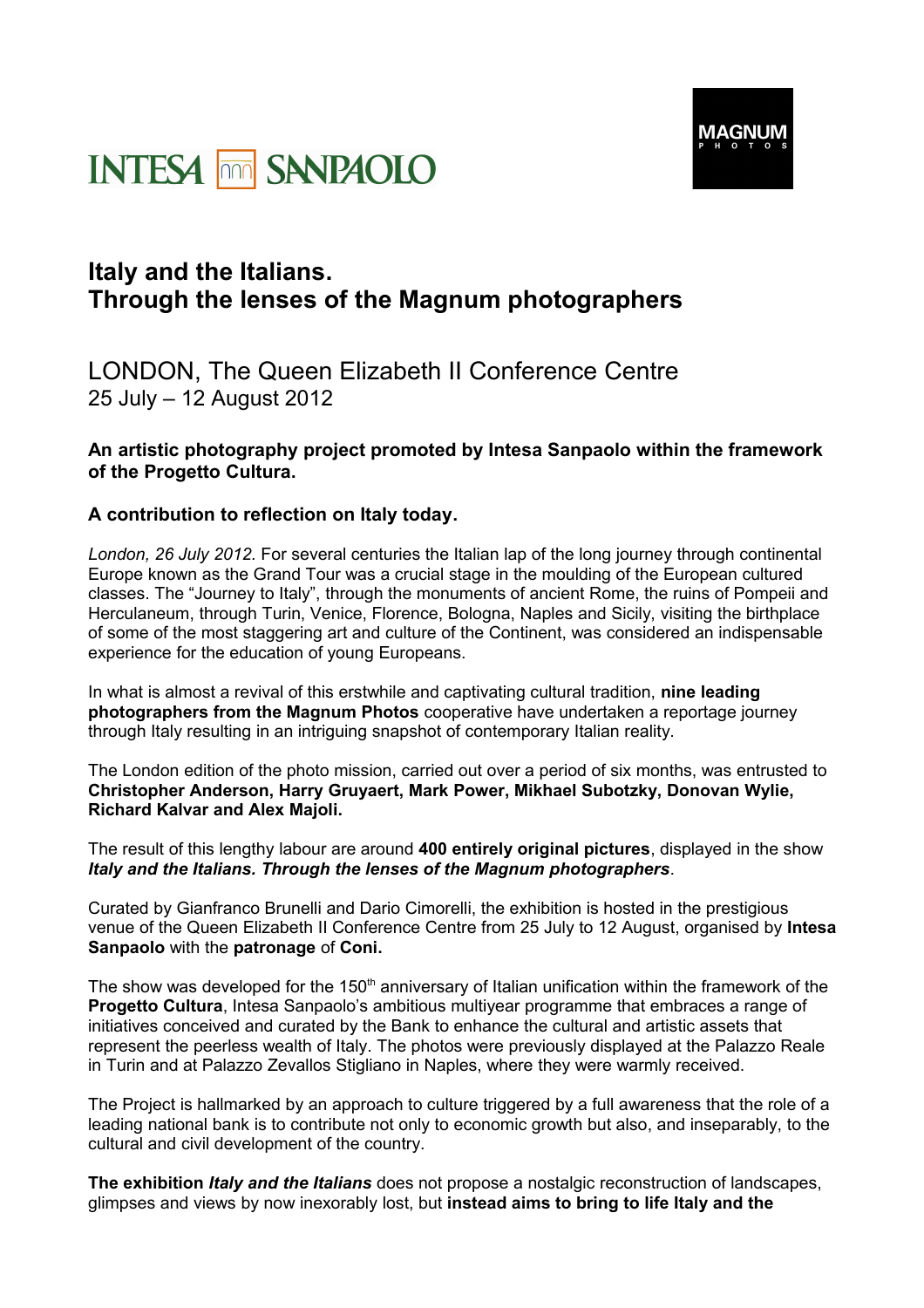INTESA SANPAOLO

MAGNUM PHOTOS

# Italy and the Italians.
# Through the lenses of the Magnum photographers

## LONDON, The Queen Elizabeth II Conference Centre
25 July – 12 August 2012

**An artistic photography project promoted by Intesa Sanpaolo within the framework of the Progetto Cultura.**

**A contribution to reflection on Italy today.**

*London, 26 July 2012.* For several centuries the Italian lap of the long journey through continental Europe known as the Grand Tour was a crucial stage in the moulding of the European cultured classes. The "Journey to Italy", through the monuments of ancient Rome, the ruins of Pompeii and Herculaneum, through Turin, Venice, Florence, Bologna, Naples and Sicily, visiting the birthplace of some of the most staggering art and culture of the Continent, was considered an indispensable experience for the education of young Europeans.

In what is almost a revival of this erstwhile and captivating cultural tradition, **nine leading photographers from the Magnum Photos** cooperative have undertaken a reportage journey through Italy resulting in an intriguing snapshot of contemporary Italian reality.

The London edition of the photo mission, carried out over a period of six months, was entrusted to **Christopher Anderson, Harry Gruyaert, Mark Power, Mikhael Subotzky, Donovan Wylie, Richard Kalvar and Alex Majoli.**

The result of this lengthy labour are around **400 entirely original pictures**, displayed in the show ***Italy and the Italians. Through the lenses of the Magnum photographers***.

Curated by Gianfranco Brunelli and Dario Cimorelli, the exhibition is hosted in the prestigious venue of the Queen Elizabeth II Conference Centre from 25 July to 12 August, organised by **Intesa Sanpaolo** with the **patronage** of **Coni.**

The show was developed for the 150th anniversary of Italian unification within the framework of the **Progetto Cultura**, Intesa Sanpaolo's ambitious multiyear programme that embraces a range of initiatives conceived and curated by the Bank to enhance the cultural and artistic assets that represent the peerless wealth of Italy. The photos were previously displayed at the Palazzo Reale in Turin and at Palazzo Zevallos Stigliano in Naples, where they were warmly received.

The Project is hallmarked by an approach to culture triggered by a full awareness that the role of a leading national bank is to contribute not only to economic growth but also, and inseparably, to the cultural and civil development of the country.

**The exhibition *Italy and the Italians*** does not propose a nostalgic reconstruction of landscapes, glimpses and views by now inexorably lost, but **instead aims to bring to life Italy and the**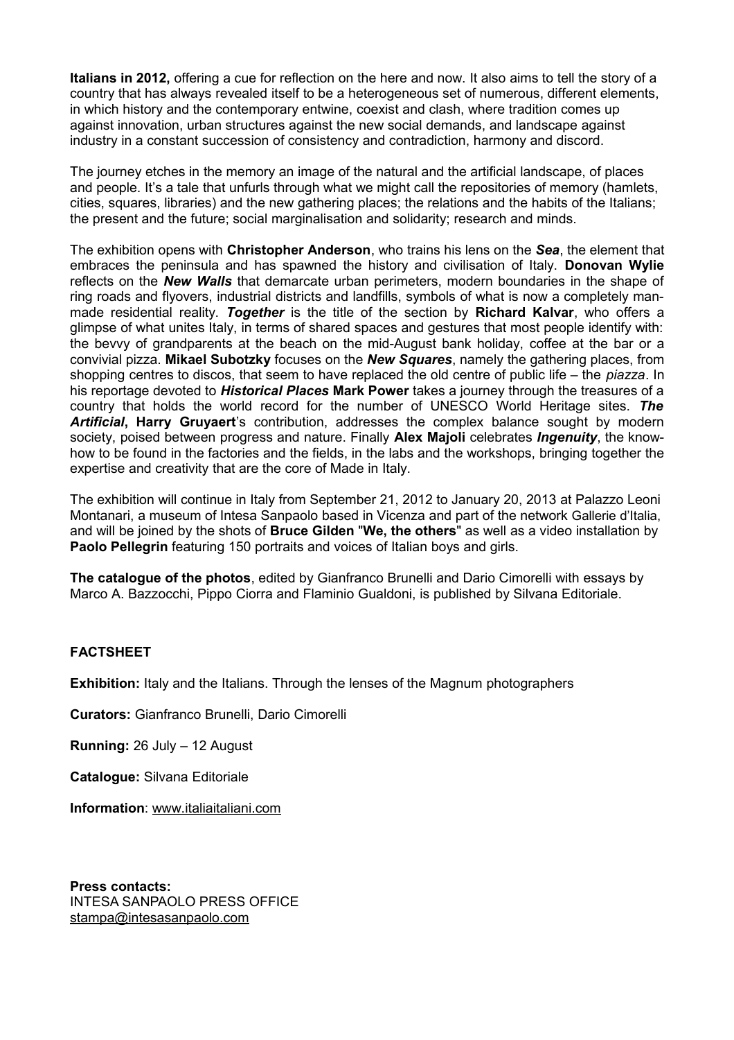**Italians in 2012,** offering a cue for reflection on the here and now. It also aims to tell the story of a country that has always revealed itself to be a heterogeneous set of numerous, different elements, in which history and the contemporary entwine, coexist and clash, where tradition comes up against innovation, urban structures against the new social demands, and landscape against industry in a constant succession of consistency and contradiction, harmony and discord.

The journey etches in the memory an image of the natural and the artificial landscape, of places and people. It's a tale that unfurls through what we might call the repositories of memory (hamlets, cities, squares, libraries) and the new gathering places; the relations and the habits of the Italians; the present and the future; social marginalisation and solidarity; research and minds.

The exhibition opens with **Christopher Anderson**, who trains his lens on the ***Sea***, the element that embraces the peninsula and has spawned the history and civilisation of Italy. **Donovan Wylie** reflects on the ***New Walls*** that demarcate urban perimeters, modern boundaries in the shape of ring roads and flyovers, industrial districts and landfills, symbols of what is now a completely man-made residential reality. ***Together*** is the title of the section by **Richard Kalvar**, who offers a glimpse of what unites Italy, in terms of shared spaces and gestures that most people identify with: the bevvy of grandparents at the beach on the mid-August bank holiday, coffee at the bar or a convivial pizza. **Mikael Subotzky** focuses on the ***New Squares***, namely the gathering places, from shopping centres to discos, that seem to have replaced the old centre of public life – the *piazza*. In his reportage devoted to ***Historical Places*** **Mark Power** takes a journey through the treasures of a country that holds the world record for the number of UNESCO World Heritage sites. ***The Artificial*****, Harry Gruyaert**'s contribution, addresses the complex balance sought by modern society, poised between progress and nature. Finally **Alex Majoli** celebrates ***Ingenuity***, the know-how to be found in the factories and the fields, in the labs and the workshops, bringing together the expertise and creativity that are the core of Made in Italy.

The exhibition will continue in Italy from September 21, 2012 to January 20, 2013 at Palazzo Leoni Montanari, a museum of Intesa Sanpaolo based in Vicenza and part of the network Gallerie d'Italia, and will be joined by the shots of **Bruce Gilden** "**We, the others**" as well as a video installation by **Paolo Pellegrin** featuring 150 portraits and voices of Italian boys and girls.

**The catalogue of the photos**, edited by Gianfranco Brunelli and Dario Cimorelli with essays by Marco A. Bazzocchi, Pippo Ciorra and Flaminio Gualdoni, is published by Silvana Editoriale.

## FACTSHEET

**Exhibition:** Italy and the Italians. Through the lenses of the Magnum photographers

**Curators:** Gianfranco Brunelli, Dario Cimorelli

**Running:** 26 July – 12 August

**Catalogue:** Silvana Editoriale

**Information**: www.italiaitaliani.com

**Press contacts:**
INTESA SANPAOLO PRESS OFFICE
stampa@intesasanpaolo.com